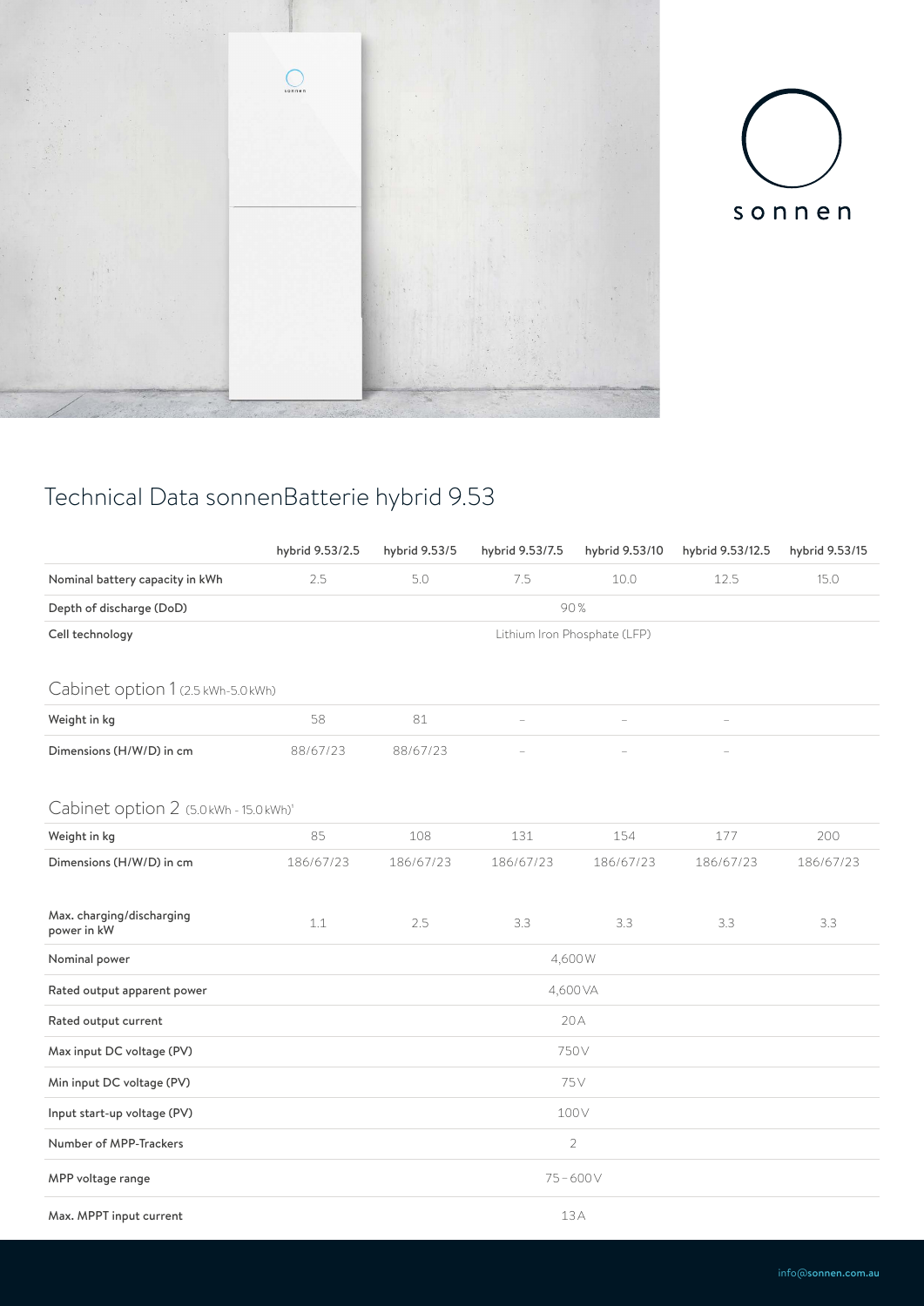sonnen

# Technical Data sonnenBatterie hybrid 9.53

| | hybrid 9.53/2.5 | hybrid 9.53/5 | hybrid 9.53/7.5 | hybrid 9.53/10 | hybrid 9.53/12.5 | hybrid 9.53/15 |
|---|---|---|---|---|---|---|
| Nominal battery capacity in kWh | 2.5 | 5.0 | 7.5 | 10.0 | 12.5 | 15.0 |
| Depth of discharge (DoD) | 90 % | | | | | |
| Cell technology | Lithium Iron Phosphate (LFP) | | | | | |
| **Cabinet option 1** (2.5 kWh-5.0 kWh) | | | | | | |
| Weight in kg | 58 | 81 | – | – | – | |
| Dimensions (H/W/D) in cm | 88/67/23 | 88/67/23 | – | – | – | |
| **Cabinet option 2** (5.0 kWh - 15.0 kWh)[1] | | | | | | |
| Weight in kg | 85 | 108 | 131 | 154 | 177 | 200 |
| Dimensions (H/W/D) in cm | 186/67/23 | 186/67/23 | 186/67/23 | 186/67/23 | 186/67/23 | 186/67/23 |
| Max. charging/discharging power in kW | 1.1 | 2.5 | 3.3 | 3.3 | 3.3 | 3.3 |
| Nominal power | 4,600 W | | | | | |
| Rated output apparent power | 4,600 VA | | | | | |
| Rated output current | 20 A | | | | | |
| Max input DC voltage (PV) | 750 V | | | | | |
| Min input DC voltage (PV) | 75 V | | | | | |
| Input start-up voltage (PV) | 100 V | | | | | |
| Number of MPP-Trackers | 2 | | | | | |
| MPP voltage range | 75 – 600 V | | | | | |
| Max. MPPT input current | 13 A | | | | | |

info@sonnen.com.au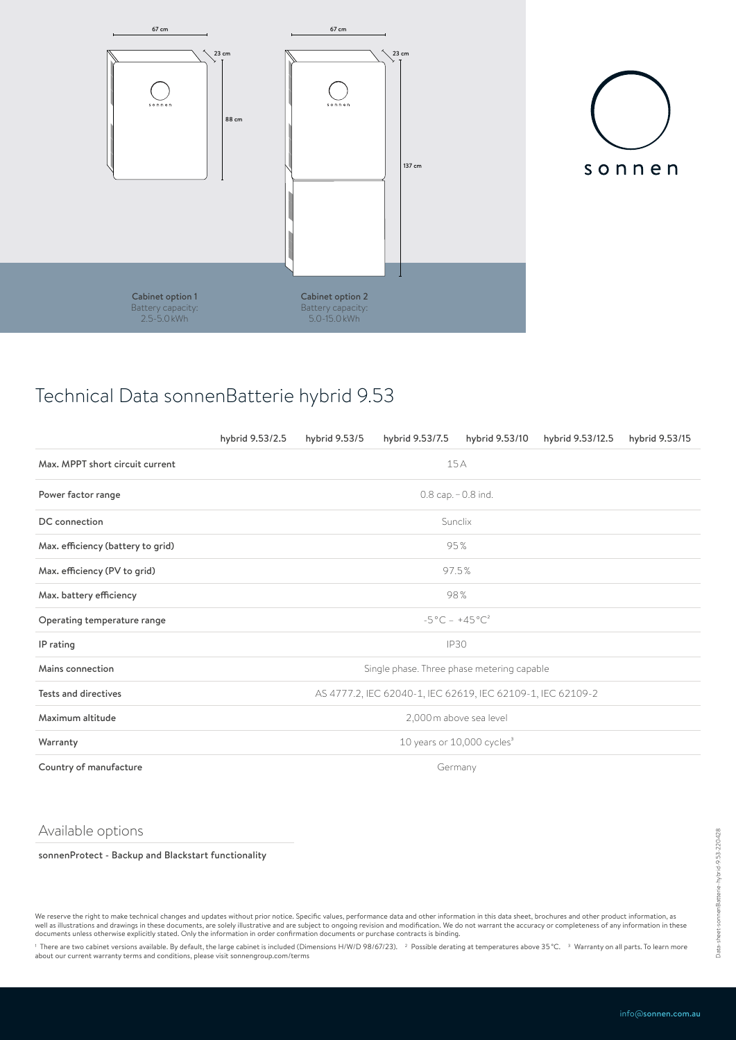67 cm

23 cm

88 cm

sonnen

67 cm

23 cm

137 cm

sonnen

Cabinet option 1
Battery capacity:
2.5-5.0 kWh

Cabinet option 2
Battery capacity:
5.0-15.0 kWh

sonnen

# Technical Data sonnenBatterie hybrid 9.53

| | hybrid 9.53/2.5 | hybrid 9.53/5 | hybrid 9.53/7.5 | hybrid 9.53/10 | hybrid 9.53/12.5 | hybrid 9.53/15 |
|---|---|---|---|---|---|---|
| Max. MPPT short circuit current | 15 A | | | | | |
| Power factor range | 0.8 cap. – 0.8 ind. | | | | | |
| DC connection | Sunclix | | | | | |
| Max. efficiency (battery to grid) | 95% | | | | | |
| Max. efficiency (PV to grid) | 97.5% | | | | | |
| Max. battery efficiency | 98% | | | | | |
| Operating temperature range | -5 °C – +45 °C[2] | | | | | |
| IP rating | IP30 | | | | | |
| Mains connection | Single phase. Three phase metering capable | | | | | |
| Tests and directives | AS 4777.2, IEC 62040-1, IEC 62619, IEC 62109-1, IEC 62109-2 | | | | | |
| Maximum altitude | 2,000 m above sea level | | | | | |
| Warranty | 10 years or 10,000 cycles[3] | | | | | |
| Country of manufacture | Germany | | | | | |

## Available options

sonnenProtect - Backup and Blackstart functionality

We reserve the right to make technical changes and updates without prior notice. Specific values, performance data and other information in this data sheet, brochures and other product information, as well as illustrations and drawings in these documents, are solely illustrative and are subject to ongoing revision and modification. We do not warrant the accuracy or completeness of any information in these documents unless otherwise explicitly stated. Only the information in order confirmation documents or purchase contracts is binding.

[1] There are two cabinet versions available. By default, the large cabinet is included (Dimensions H/W/D 98/67/23). [2] Possible derating at temperatures above 35 °C. [3] Warranty on all parts. To learn more about our current warranty terms and conditions, please visit sonnengroup.com/terms

Data sheet sonnenBatterie hybrid 9.53 220428

info@sonnen.com.au